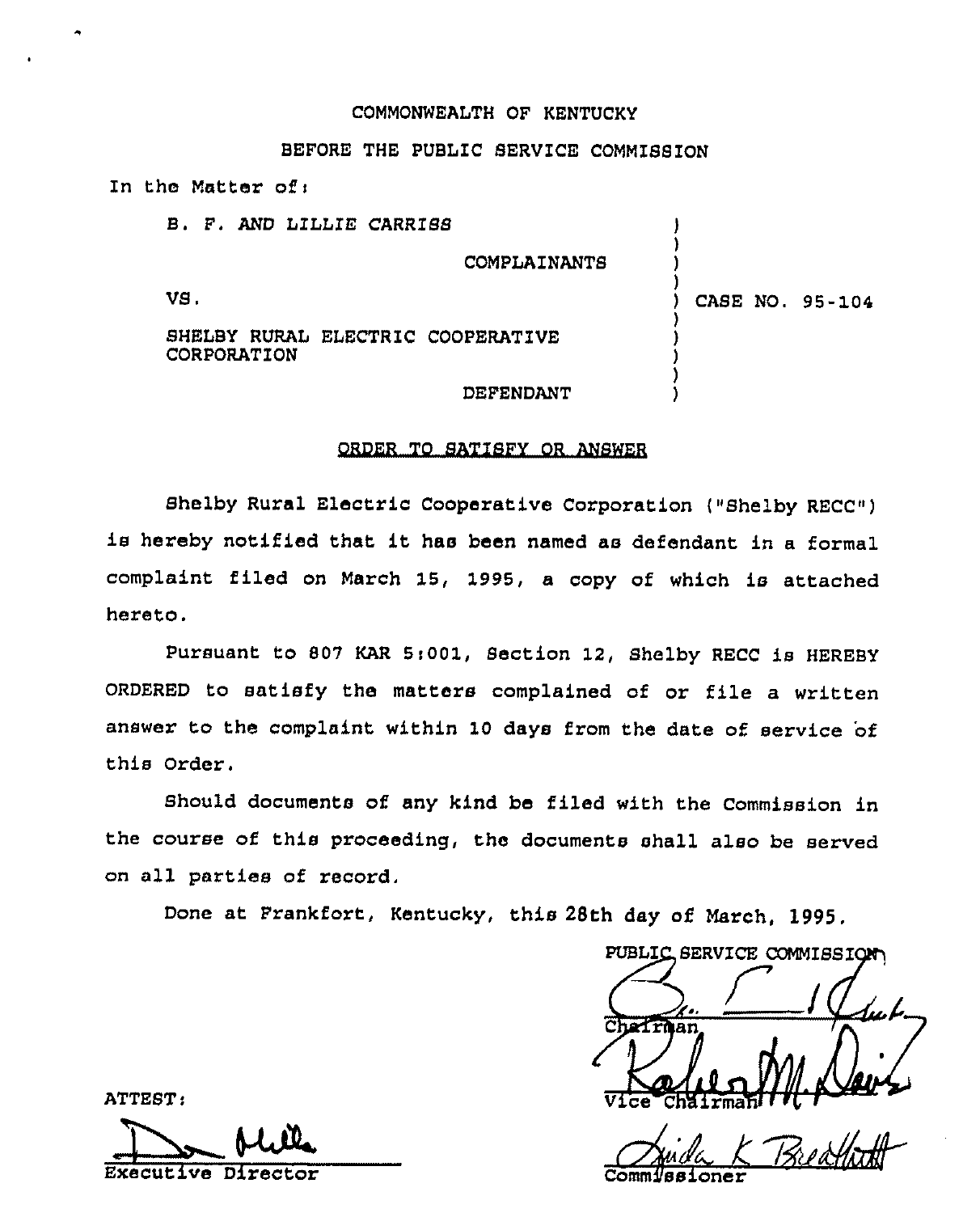COMMONWEALTH OF KENTUCKY

BEFORE THE PUBLIC SERVICE COMMISSION

In the Matter of:

B. F. AND LILLIE CARRISS

COMPLAINANTS

VS.

SHELBY RURAL ELECTRIC COOPERATIVE CORPORATION

DEFENDANT

) CASE NO. 95-104

ORDER TO SATISFY OR ANSWER

Shelby Rural Electric Cooperative Corporation ("Shelby RECC") is hereby notified that it has been named as defendant in a formal complaint filed on March 15, 1995, a copy of which is attached hereto.

Pursuant to 807 KAR 5:001, Section 12, Shelby RECC is HEREBY ORDERED to satisfy the matters complained of or file a written answer to the complaint within 10 days from the date of service of this Order.

Should documents of any kind be filed with the Commission in the course of this proceeding, the documents shall also be served on all parties of record.

Done at Frankfort, Kentucky, this 28th day of March, 1995.

PUBLIC SERVICE COMMISSION

Chairman

Vice Chairman

Commissioner

ATTEST:

Executive Director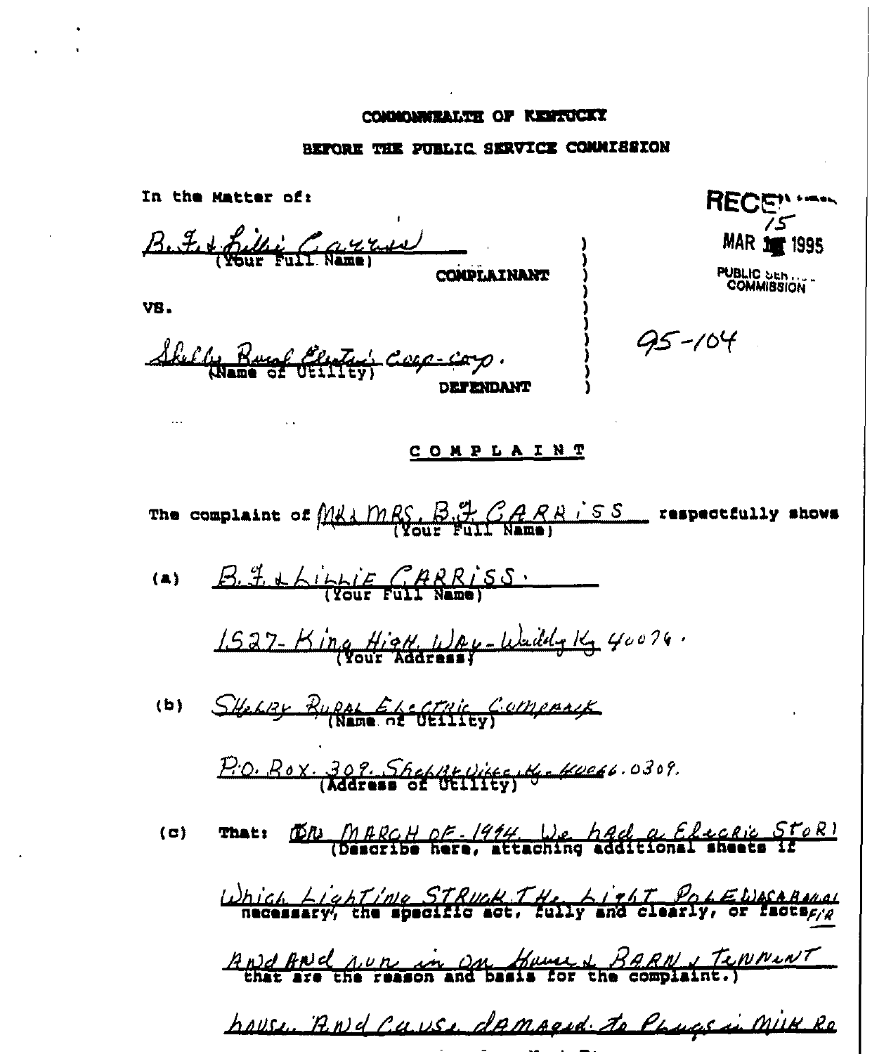COMMONWEALTH OF KENTUCKY

BEFORE THE PUBLIC SERVICE COMMISSION

In the Matter of:

B. F. & Lillie Carriss
(Your Full Name)

COMPLAINANT

VS.

Shelby Rural Electric Coop-corp.
(Name of Utility)

DEFENDANT

RECEIVED
MAR 15 1995
PUBLIC SERVICE COMMISSION

95-104

## COMPLAINT

The complaint of MR & MRS. B.F. CARRISS (Your Full Name) respectfully shows

(a) B.F. & LILLIE CARRISS.
(Your Full Name)

1527- King High Way- Waddy Ky 40076.
(Your Address)

(b) SHELBY RURAL ELECTRIC COMPANY
(Name of Utility)

P.O. BOX. 309. SHELBYVILLE, Ky. 40066.0309.
(Address of Utility)

(c) That: ON MARCH OF 1994. We had a Electric STORM Which Lighting STRUCK The Light POLE WAS A BURN FIR AND AND run in on House & BARN & TENNENT house. AND Cause damaged to Plugs in Milk Ro
(Describe here, attaching additional sheets if necessary, the specific act, fully and clearly, or facts that are the reason and basis for the complaint.)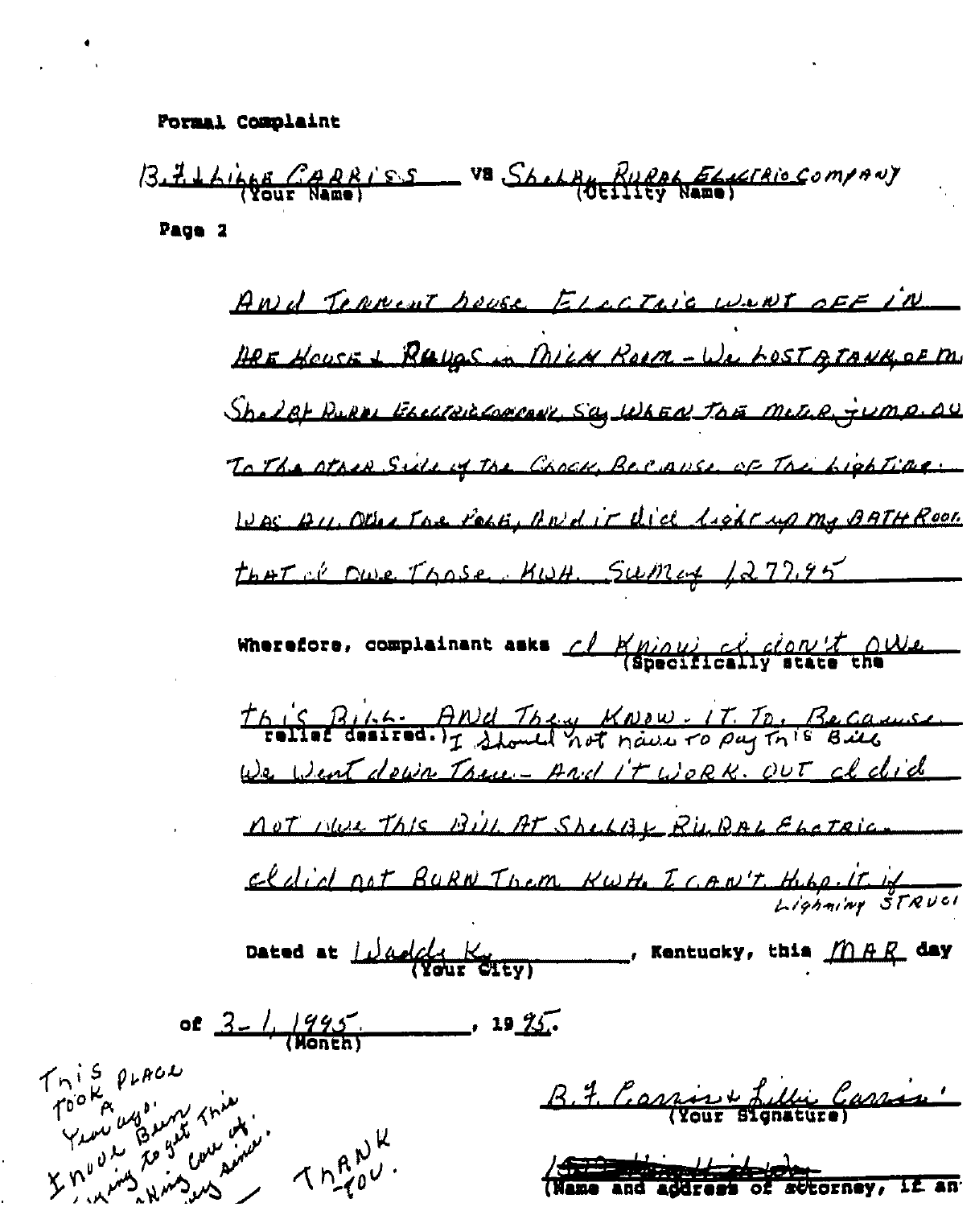**Formal Complaint**

B. F. Lillie Carriss (Your Name) VS Shelby Rural Electric Company (Utility Name)

**Page 2**

And Tennant house Electric went off in Are House & Rangs in Milk Room - We Lost a tank of m. Shelby Rural Electric Company Say when the meter jumped to the other side of the Clock Because of the lighting was all over the pole, And it did light up my Bathroom that I owe those KWH. Sum of 1277.95

Wherefore, complainant asks I know I don't owe (Specifically state the this Bill. And they know it to. Because relief desired.) I should not have to pay this Bill We went down there - And it work out I did not owe this Bill at Shelby Rural Electric. I did not Burn them KWH. I can't Help it if Lighting Struck

Dated at Waddy Ky (Your City), Kentucky, this MAR day

of 3-1, 1995 (Month), 19 95.

This place took a year ago. I have been trying to get this thing care of. every since. Thank you.

B. F. Carriss & Lillie Carriss
(Your Signature)

~~___~~
(Name and address of attorney, if an